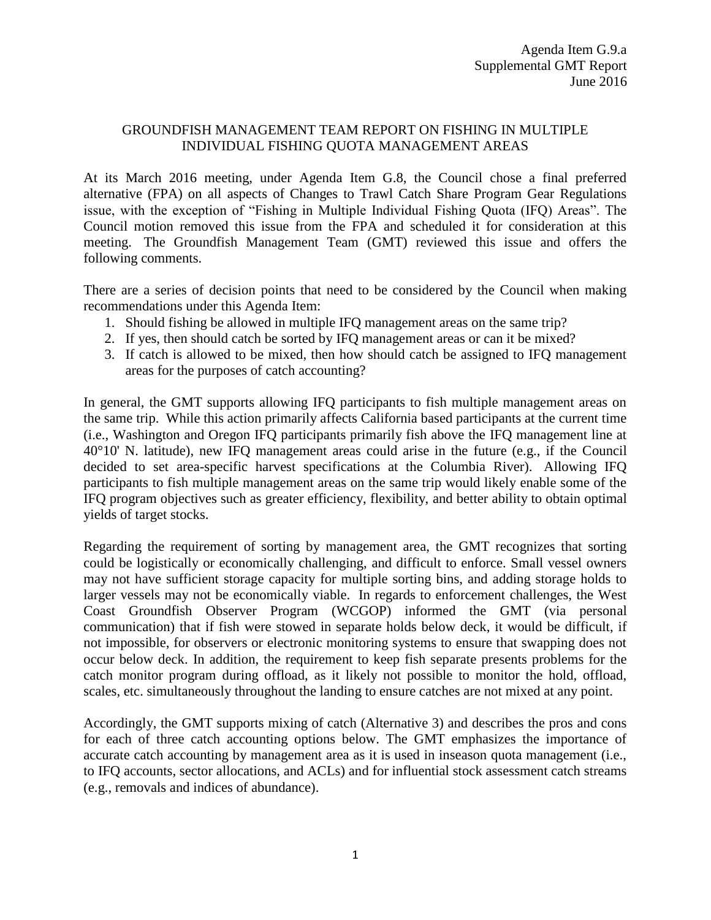Agenda Item G.9.a
Supplemental GMT Report
June 2016

# GROUNDFISH MANAGEMENT TEAM REPORT ON FISHING IN MULTIPLE INDIVIDUAL FISHING QUOTA MANAGEMENT AREAS

At its March 2016 meeting, under Agenda Item G.8, the Council chose a final preferred alternative (FPA) on all aspects of Changes to Trawl Catch Share Program Gear Regulations issue, with the exception of "Fishing in Multiple Individual Fishing Quota (IFQ) Areas". The Council motion removed this issue from the FPA and scheduled it for consideration at this meeting. The Groundfish Management Team (GMT) reviewed this issue and offers the following comments.

There are a series of decision points that need to be considered by the Council when making recommendations under this Agenda Item:

1. Should fishing be allowed in multiple IFQ management areas on the same trip?
2. If yes, then should catch be sorted by IFQ management areas or can it be mixed?
3. If catch is allowed to be mixed, then how should catch be assigned to IFQ management areas for the purposes of catch accounting?

In general, the GMT supports allowing IFQ participants to fish multiple management areas on the same trip. While this action primarily affects California based participants at the current time (i.e., Washington and Oregon IFQ participants primarily fish above the IFQ management line at 40°10' N. latitude), new IFQ management areas could arise in the future (e.g., if the Council decided to set area-specific harvest specifications at the Columbia River). Allowing IFQ participants to fish multiple management areas on the same trip would likely enable some of the IFQ program objectives such as greater efficiency, flexibility, and better ability to obtain optimal yields of target stocks.

Regarding the requirement of sorting by management area, the GMT recognizes that sorting could be logistically or economically challenging, and difficult to enforce. Small vessel owners may not have sufficient storage capacity for multiple sorting bins, and adding storage holds to larger vessels may not be economically viable. In regards to enforcement challenges, the West Coast Groundfish Observer Program (WCGOP) informed the GMT (via personal communication) that if fish were stowed in separate holds below deck, it would be difficult, if not impossible, for observers or electronic monitoring systems to ensure that swapping does not occur below deck. In addition, the requirement to keep fish separate presents problems for the catch monitor program during offload, as it likely not possible to monitor the hold, offload, scales, etc. simultaneously throughout the landing to ensure catches are not mixed at any point.

Accordingly, the GMT supports mixing of catch (Alternative 3) and describes the pros and cons for each of three catch accounting options below. The GMT emphasizes the importance of accurate catch accounting by management area as it is used in inseason quota management (i.e., to IFQ accounts, sector allocations, and ACLs) and for influential stock assessment catch streams (e.g., removals and indices of abundance).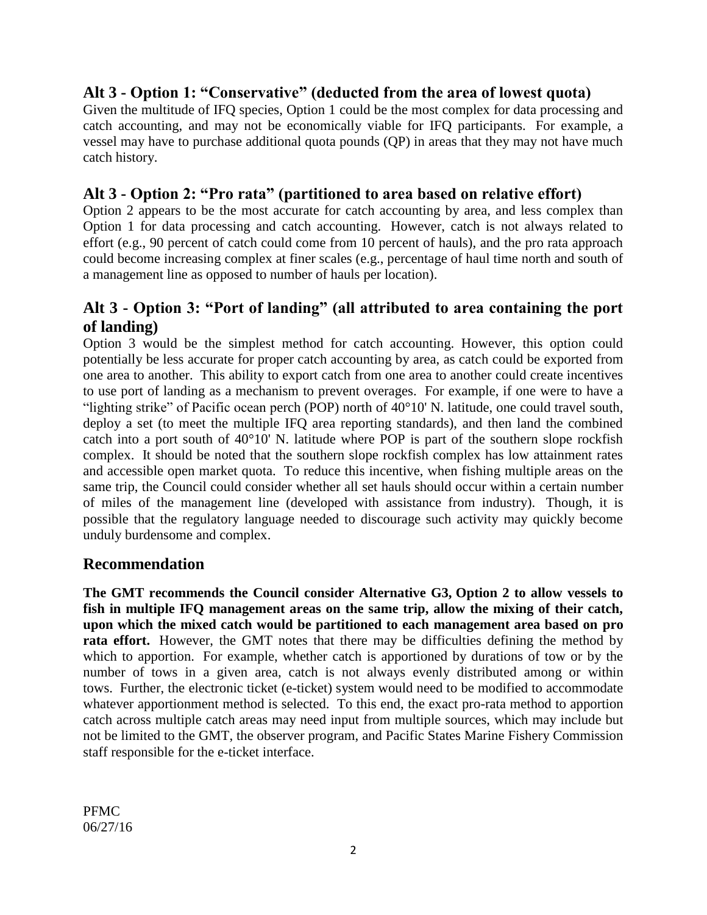## Alt 3 - Option 1: "Conservative" (deducted from the area of lowest quota)

Given the multitude of IFQ species, Option 1 could be the most complex for data processing and catch accounting, and may not be economically viable for IFQ participants. For example, a vessel may have to purchase additional quota pounds (QP) in areas that they may not have much catch history.

## Alt 3 - Option 2: "Pro rata" (partitioned to area based on relative effort)

Option 2 appears to be the most accurate for catch accounting by area, and less complex than Option 1 for data processing and catch accounting. However, catch is not always related to effort (e.g., 90 percent of catch could come from 10 percent of hauls), and the pro rata approach could become increasing complex at finer scales (e.g., percentage of haul time north and south of a management line as opposed to number of hauls per location).

## Alt 3 - Option 3: "Port of landing" (all attributed to area containing the port of landing)

Option 3 would be the simplest method for catch accounting. However, this option could potentially be less accurate for proper catch accounting by area, as catch could be exported from one area to another. This ability to export catch from one area to another could create incentives to use port of landing as a mechanism to prevent overages. For example, if one were to have a "lighting strike" of Pacific ocean perch (POP) north of 40°10' N. latitude, one could travel south, deploy a set (to meet the multiple IFQ area reporting standards), and then land the combined catch into a port south of 40°10' N. latitude where POP is part of the southern slope rockfish complex. It should be noted that the southern slope rockfish complex has low attainment rates and accessible open market quota. To reduce this incentive, when fishing multiple areas on the same trip, the Council could consider whether all set hauls should occur within a certain number of miles of the management line (developed with assistance from industry). Though, it is possible that the regulatory language needed to discourage such activity may quickly become unduly burdensome and complex.

## Recommendation

**The GMT recommends the Council consider Alternative G3, Option 2 to allow vessels to fish in multiple IFQ management areas on the same trip, allow the mixing of their catch, upon which the mixed catch would be partitioned to each management area based on pro rata effort.** However, the GMT notes that there may be difficulties defining the method by which to apportion. For example, whether catch is apportioned by durations of tow or by the number of tows in a given area, catch is not always evenly distributed among or within tows. Further, the electronic ticket (e-ticket) system would need to be modified to accommodate whatever apportionment method is selected. To this end, the exact pro-rata method to apportion catch across multiple catch areas may need input from multiple sources, which may include but not be limited to the GMT, the observer program, and Pacific States Marine Fishery Commission staff responsible for the e-ticket interface.

PFMC
06/27/16